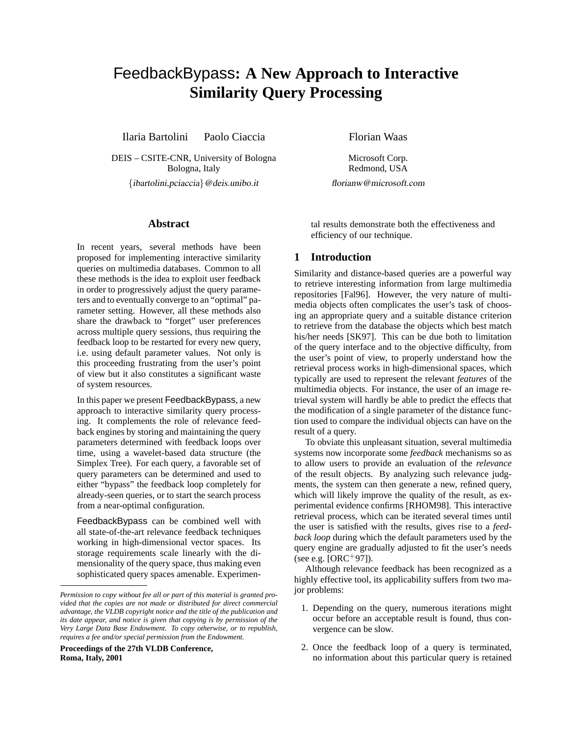# FeedbackBypass: A New Approach to Interactive Similarity Query Processing

Ilaria Bartolini  Paolo Ciaccia

DEIS – CSITE-CNR, University of Bologna
Bologna, Italy
{ibartolini,pciaccia}@deis.unibo.it

Florian Waas

Microsoft Corp.
Redmond, USA
florianw@microsoft.com

## Abstract

In recent years, several methods have been proposed for implementing interactive similarity queries on multimedia databases. Common to all these methods is the idea to exploit user feedback in order to progressively adjust the query parameters and to eventually converge to an "optimal" parameter setting. However, all these methods also share the drawback to "forget" user preferences across multiple query sessions, thus requiring the feedback loop to be restarted for every new query, i.e. using default parameter values. Not only is this proceeding frustrating from the user's point of view but it also constitutes a significant waste of system resources.

In this paper we present FeedbackBypass, a new approach to interactive similarity query processing. It complements the role of relevance feedback engines by storing and maintaining the query parameters determined with feedback loops over time, using a wavelet-based data structure (the Simplex Tree). For each query, a favorable set of query parameters can be determined and used to either "bypass" the feedback loop completely for already-seen queries, or to start the search process from a near-optimal configuration.

FeedbackBypass can be combined well with all state-of-the-art relevance feedback techniques working in high-dimensional vector spaces. Its storage requirements scale linearly with the dimensionality of the query space, thus making even sophisticated query spaces amenable. Experimental results demonstrate both the effectiveness and efficiency of our technique.

*Permission to copy without fee all or part of this material is granted provided that the copies are not made or distributed for direct commercial advantage, the VLDB copyright notice and the title of the publication and its date appear, and notice is given that copying is by permission of the Very Large Data Base Endowment. To copy otherwise, or to republish, requires a fee and/or special permission from the Endowment.*

**Proceedings of the 27th VLDB Conference, Roma, Italy, 2001**

## 1 Introduction

Similarity and distance-based queries are a powerful way to retrieve interesting information from large multimedia repositories [Fal96]. However, the very nature of multimedia objects often complicates the user's task of choosing an appropriate query and a suitable distance criterion to retrieve from the database the objects which best match his/her needs [SK97]. This can be due both to limitation of the query interface and to the objective difficulty, from the user's point of view, to properly understand how the retrieval process works in high-dimensional spaces, which typically are used to represent the relevant *features* of the multimedia objects. For instance, the user of an image retrieval system will hardly be able to predict the effects that the modification of a single parameter of the distance function used to compare the individual objects can have on the result of a query.

To obviate this unpleasant situation, several multimedia systems now incorporate some *feedback* mechanisms so as to allow users to provide an evaluation of the *relevance* of the result objects. By analyzing such relevance judgments, the system can then generate a new, refined query, which will likely improve the quality of the result, as experimental evidence confirms [RHOM98]. This interactive retrieval process, which can be iterated several times until the user is satisfied with the results, gives rise to a *feedback loop* during which the default parameters used by the query engine are gradually adjusted to fit the user's needs (see e.g. [ORC+97]).

Although relevance feedback has been recognized as a highly effective tool, its applicability suffers from two major problems:

1. Depending on the query, numerous iterations might occur before an acceptable result is found, thus convergence can be slow.
2. Once the feedback loop of a query is terminated, no information about this particular query is retained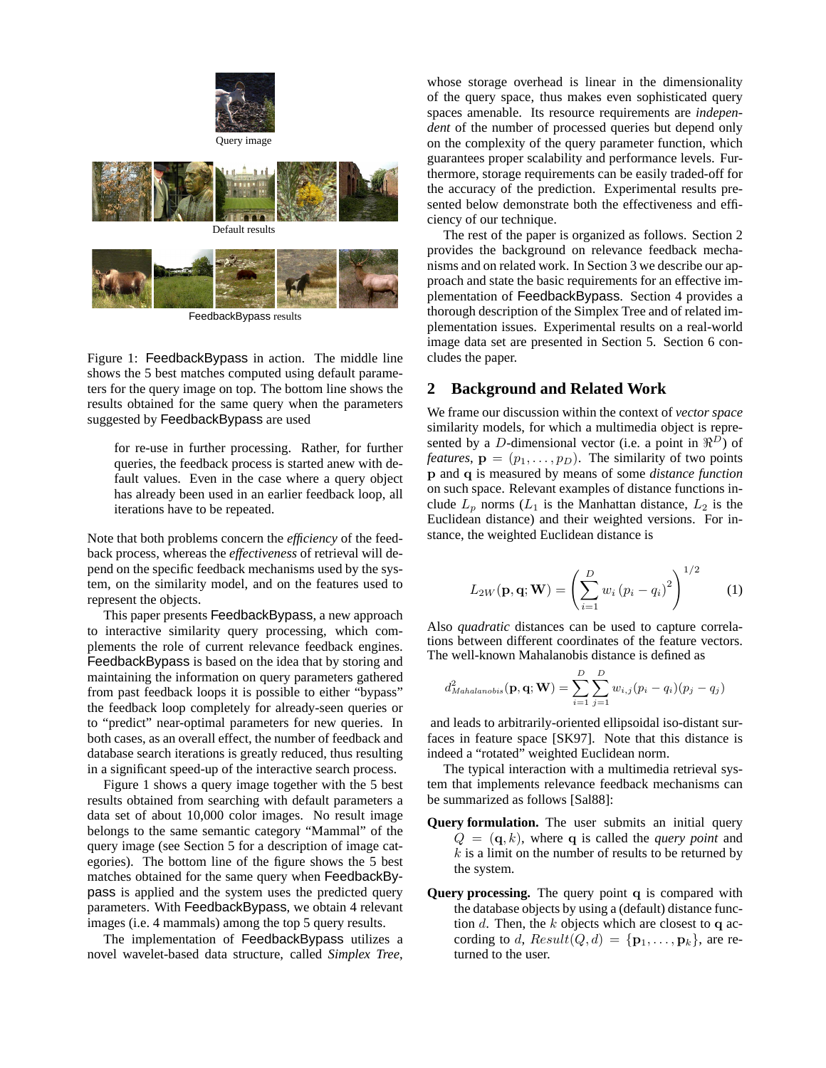Query image

Default results

FeedbackBypass results

Figure 1: FeedbackBypass in action. The middle line shows the 5 best matches computed using default parameters for the query image on top. The bottom line shows the results obtained for the same query when the parameters suggested by FeedbackBypass are used

> for re-use in further processing. Rather, for further queries, the feedback process is started anew with default values. Even in the case where a query object has already been used in an earlier feedback loop, all iterations have to be repeated.

Note that both problems concern the *efficiency* of the feedback process, whereas the *effectiveness* of retrieval will depend on the specific feedback mechanisms used by the system, on the similarity model, and on the features used to represent the objects.

This paper presents FeedbackBypass, a new approach to interactive similarity query processing, which complements the role of current relevance feedback engines. FeedbackBypass is based on the idea that by storing and maintaining the information on query parameters gathered from past feedback loops it is possible to either "bypass" the feedback loop completely for already-seen queries or to "predict" near-optimal parameters for new queries. In both cases, as an overall effect, the number of feedback and database search iterations is greatly reduced, thus resulting in a significant speed-up of the interactive search process.

Figure 1 shows a query image together with the 5 best results obtained from searching with default parameters a data set of about 10,000 color images. No result image belongs to the same semantic category "Mammal" of the query image (see Section 5 for a description of image categories). The bottom line of the figure shows the 5 best matches obtained for the same query when FeedbackBypass is applied and the system uses the predicted query parameters. With FeedbackBypass, we obtain 4 relevant images (i.e. 4 mammals) among the top 5 query results.

The implementation of FeedbackBypass utilizes a novel wavelet-based data structure, called *Simplex Tree*, whose storage overhead is linear in the dimensionality of the query space, thus makes even sophisticated query spaces amenable. Its resource requirements are *independent* of the number of processed queries but depend only on the complexity of the query parameter function, which guarantees proper scalability and performance levels. Furthermore, storage requirements can be easily traded-off for the accuracy of the prediction. Experimental results presented below demonstrate both the effectiveness and efficiency of our technique.

The rest of the paper is organized as follows. Section 2 provides the background on relevance feedback mechanisms and on related work. In Section 3 we describe our approach and state the basic requirements for an effective implementation of FeedbackBypass. Section 4 provides a thorough description of the Simplex Tree and of related implementation issues. Experimental results on a real-world image data set are presented in Section 5. Section 6 concludes the paper.

## 2 Background and Related Work

We frame our discussion within the context of *vector space* similarity models, for which a multimedia object is represented by a $D$-dimensional vector (i.e. a point in $\Re^D$) of *features*, $\mathbf{p} = (p_1, \ldots, p_D)$. The similarity of two points $\mathbf{p}$ and $\mathbf{q}$ is measured by means of some *distance function* on such space. Relevant examples of distance functions include $L_p$ norms ($L_1$ is the Manhattan distance, $L_2$ is the Euclidean distance) and their weighted versions. For instance, the weighted Euclidean distance is

$$L_{2W}(\mathbf{p}, \mathbf{q}; \mathbf{W}) = \left( \sum_{i=1}^{D} w_i \, (p_i - q_i)^2 \right)^{1/2} \tag{1}$$

Also *quadratic* distances can be used to capture correlations between different coordinates of the feature vectors. The well-known Mahalanobis distance is defined as

$$d^2_{Mahalanobis}(\mathbf{p}, \mathbf{q}; \mathbf{W}) = \sum_{i=1}^{D} \sum_{j=1}^{D} w_{i,j}(p_i - q_i)(p_j - q_j)$$

and leads to arbitrarily-oriented ellipsoidal iso-distant surfaces in feature space [SK97]. Note that this distance is indeed a "rotated" weighted Euclidean norm.

The typical interaction with a multimedia retrieval system that implements relevance feedback mechanisms can be summarized as follows [Sal88]:

**Query formulation.** The user submits an initial query $Q = (\mathbf{q}, k)$, where $\mathbf{q}$ is called the *query point* and $k$ is a limit on the number of results to be returned by the system.

**Query processing.** The query point $\mathbf{q}$ is compared with the database objects by using a (default) distance function $d$. Then, the $k$ objects which are closest to $\mathbf{q}$ according to $d$, $Result(Q, d) = \{\mathbf{p}_1, \ldots, \mathbf{p}_k\}$, are returned to the user.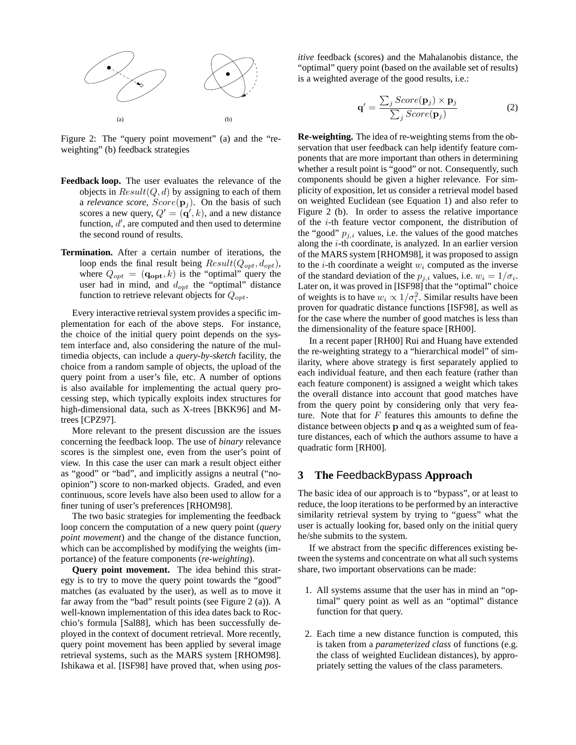Figure 2: The "query point movement" (a) and the "re-weighting" (b) feedback strategies

**Feedback loop.** The user evaluates the relevance of the objects in $Result(Q, d)$ by assigning to each of them a *relevance score*, $Score(\mathbf{p}_j)$. On the basis of such scores a new query, $Q' = (\mathbf{q}', k)$, and a new distance function, $d'$, are computed and then used to determine the second round of results.

**Termination.** After a certain number of iterations, the loop ends the final result being $Result(Q_{opt}, d_{opt})$, where $Q_{opt} = (\mathbf{q_{opt}}, k)$ is the "optimal" query the user had in mind, and $d_{opt}$ the "optimal" distance function to retrieve relevant objects for $Q_{opt}$.

Every interactive retrieval system provides a specific implementation for each of the above steps. For instance, the choice of the initial query point depends on the system interface and, also considering the nature of the multimedia objects, can include a *query-by-sketch* facility, the choice from a random sample of objects, the upload of the query point from a user's file, etc. A number of options is also available for implementing the actual query processing step, which typically exploits index structures for high-dimensional data, such as X-trees [BKK96] and M-trees [CPZ97].

More relevant to the present discussion are the issues concerning the feedback loop. The use of *binary* relevance scores is the simplest one, even from the user's point of view. In this case the user can mark a result object either as "good" or "bad", and implicitly assigns a neutral ("no-opinion") score to non-marked objects. Graded, and even continuous, score levels have also been used to allow for a finer tuning of user's preferences [RHOM98].

The two basic strategies for implementing the feedback loop concern the computation of a new query point (*query point movement*) and the change of the distance function, which can be accomplished by modifying the weights (importance) of the feature components (*re-weighting*).

**Query point movement.** The idea behind this strategy is to try to move the query point towards the "good" matches (as evaluated by the user), as well as to move it far away from the "bad" result points (see Figure 2 (a)). A well-known implementation of this idea dates back to Rocchio's formula [Sal88], which has been successfully deployed in the context of document retrieval. More recently, query point movement has been applied by several image retrieval systems, such as the MARS system [RHOM98]. Ishikawa et al. [ISF98] have proved that, when using *positive* feedback (scores) and the Mahalanobis distance, the "optimal" query point (based on the available set of results) is a weighted average of the good results, i.e.:

$$\mathbf{q}' = \frac{\sum_j Score(\mathbf{p}_j) \times \mathbf{p}_j}{\sum_j Score(\mathbf{p}_j)} \tag{2}$$

**Re-weighting.** The idea of re-weighting stems from the observation that user feedback can help identify feature components that are more important than others in determining whether a result point is "good" or not. Consequently, such components should be given a higher relevance. For simplicity of exposition, let us consider a retrieval model based on weighted Euclidean (see Equation 1) and also refer to Figure 2 (b). In order to assess the relative importance of the $i$-th feature vector component, the distribution of the "good" $p_{j,i}$ values, i.e. the values of the good matches along the $i$-th coordinate, is analyzed. In an earlier version of the MARS system [RHOM98], it was proposed to assign to the $i$-th coordinate a weight $w_i$ computed as the inverse of the standard deviation of the $p_{j,i}$ values, i.e. $w_i = 1/\sigma_i$. Later on, it was proved in [ISF98] that the "optimal" choice of weights is to have $w_i \propto 1/\sigma_i^2$. Similar results have been proven for quadratic distance functions [ISF98], as well as for the case where the number of good matches is less than the dimensionality of the feature space [RH00].

In a recent paper [RH00] Rui and Huang have extended the re-weighting strategy to a "hierarchical model" of similarity, where above strategy is first separately applied to each individual feature, and then each feature (rather than each feature component) is assigned a weight which takes the overall distance into account that good matches have from the query point by considering only that very feature. Note that for $F$ features this amounts to define the distance between objects $\mathbf{p}$ and $\mathbf{q}$ as a weighted sum of feature distances, each of which the authors assume to have a quadratic form [RH00].

## 3 The FeedbackBypass Approach

The basic idea of our approach is to "bypass", or at least to reduce, the loop iterations to be performed by an interactive similarity retrieval system by trying to "guess" what the user is actually looking for, based only on the initial query he/she submits to the system.

If we abstract from the specific differences existing between the systems and concentrate on what all such systems share, two important observations can be made:

1. All systems assume that the user has in mind an "optimal" query point as well as an "optimal" distance function for that query.

2. Each time a new distance function is computed, this is taken from a *parameterized class* of functions (e.g. the class of weighted Euclidean distances), by appropriately setting the values of the class parameters.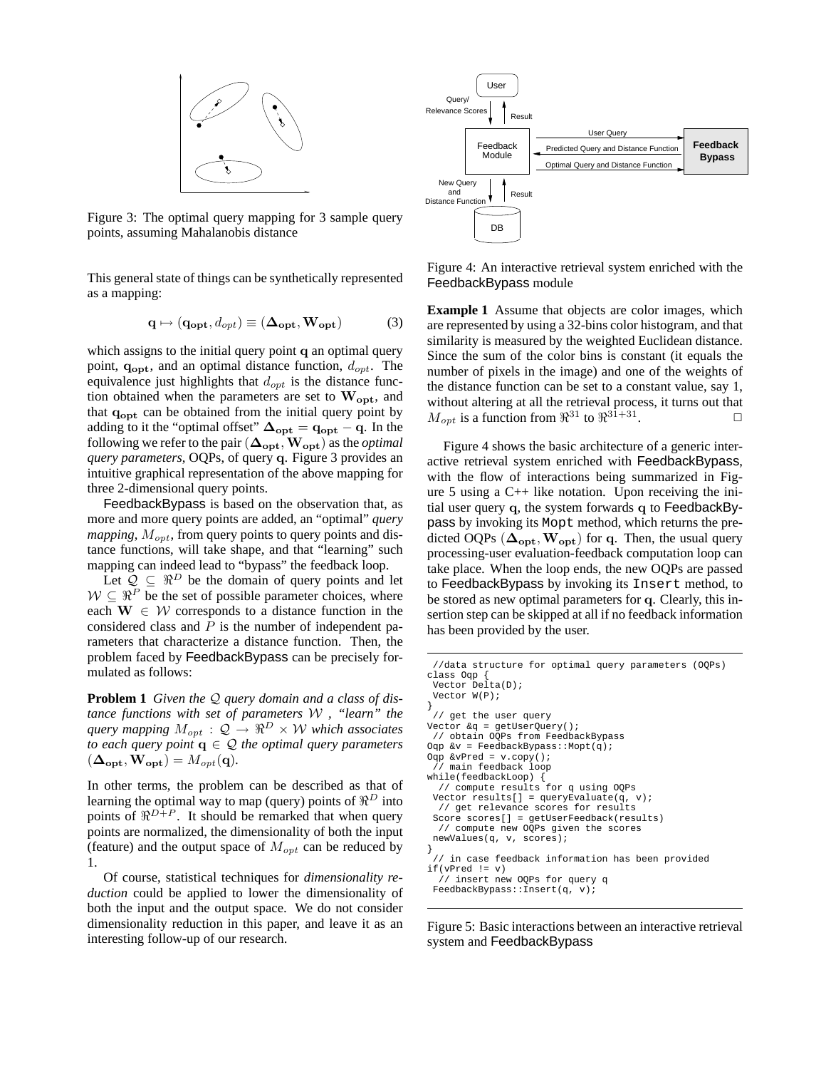Figure 3: The optimal query mapping for 3 sample query points, assuming Mahalanobis distance

This general state of things can be synthetically represented as a mapping:

$$\mathbf{q} \mapsto (\mathbf{q_{opt}}, d_{opt}) \equiv (\mathbf{\Delta_{opt}}, \mathbf{W_{opt}}) \quad (3)$$

which assigns to the initial query point $\mathbf{q}$ an optimal query point, $\mathbf{q_{opt}}$, and an optimal distance function, $d_{opt}$. The equivalence just highlights that $d_{opt}$ is the distance function obtained when the parameters are set to $\mathbf{W_{opt}}$, and that $\mathbf{q_{opt}}$ can be obtained from the initial query point by adding to it the "optimal offset" $\mathbf{\Delta_{opt}} = \mathbf{q_{opt}} - \mathbf{q}$. In the following we refer to the pair $(\mathbf{\Delta_{opt}}, \mathbf{W_{opt}})$ as the *optimal query parameters*, OQPs, of query $\mathbf{q}$. Figure 3 provides an intuitive graphical representation of the above mapping for three 2-dimensional query points.

FeedbackBypass is based on the observation that, as more and more query points are added, an "optimal" *query mapping*, $M_{opt}$, from query points to query points and distance functions, will take shape, and that "learning" such mapping can indeed lead to "bypass" the feedback loop.

Let $\mathcal{Q} \subseteq \Re^D$ be the domain of query points and let $\mathcal{W} \subseteq \Re^P$ be the set of possible parameter choices, where each $\mathbf{W} \in \mathcal{W}$ corresponds to a distance function in the considered class and $P$ is the number of independent parameters that characterize a distance function. Then, the problem faced by FeedbackBypass can be precisely formulated as follows:

**Problem 1** *Given the $\mathcal{Q}$ query domain and a class of distance functions with set of parameters $\mathcal{W}$ , "learn" the query mapping $M_{opt} : \mathcal{Q} \rightarrow \Re^D \times \mathcal{W}$ which associates to each query point $\mathbf{q} \in \mathcal{Q}$ the optimal query parameters $(\mathbf{\Delta_{opt}}, \mathbf{W_{opt}}) = M_{opt}(\mathbf{q})$.*

In other terms, the problem can be described as that of learning the optimal way to map (query) points of $\Re^D$ into points of $\Re^{D+P}$. It should be remarked that when query points are normalized, the dimensionality of both the input (feature) and the output space of $M_{opt}$ can be reduced by 1.

Of course, statistical techniques for *dimensionality reduction* could be applied to lower the dimensionality of both the input and the output space. We do not consider dimensionality reduction in this paper, and leave it as an interesting follow-up of our research.

Figure 4: An interactive retrieval system enriched with the FeedbackBypass module

**Example 1** Assume that objects are color images, which are represented by using a 32-bins color histogram, and that similarity is measured by the weighted Euclidean distance. Since the sum of the color bins is constant (it equals the number of pixels in the image) and one of the weights of the distance function can be set to a constant value, say 1, without altering at all the retrieval process, it turns out that $M_{opt}$ is a function from $\Re^{31}$ to $\Re^{31+31}$. □

Figure 4 shows the basic architecture of a generic interactive retrieval system enriched with FeedbackBypass, with the flow of interactions being summarized in Figure 5 using a C++ like notation. Upon receiving the initial user query $\mathbf{q}$, the system forwards $\mathbf{q}$ to FeedbackBypass by invoking its `Mopt` method, which returns the predicted OQPs $(\mathbf{\Delta_{opt}}, \mathbf{W_{opt}})$ for $\mathbf{q}$. Then, the usual query processing-user evaluation-feedback computation loop can take place. When the loop ends, the new OQPs are passed to FeedbackBypass by invoking its `Insert` method, to be stored as new optimal parameters for $\mathbf{q}$. Clearly, this insertion step can be skipped at all if no feedback information has been provided by the user.

```
//data structure for optimal query parameters (OQPs)
class Oqp {
 Vector Delta(D);
 Vector W(P);
}
 // get the user query
Vector &q = getUserQuery();
 // obtain OQPs from FeedbackBypass
Oqp &v = FeedbackBypass::Mopt(q);
Oqp &vPred = v.copy();
 // main feedback loop
while(feedbackLoop) {
  // compute results for q using OQPs
 Vector results[] = queryEvaluate(q, v);
  // get relevance scores for results
 Score scores[] = getUserFeedback(results)
  // compute new OQPs given the scores
 newValues(q, v, scores);
}
 // in case feedback information has been provided
if(vPred != v)
  // insert new OQPs for query q
 FeedbackBypass::Insert(q, v);
```

Figure 5: Basic interactions between an interactive retrieval system and FeedbackBypass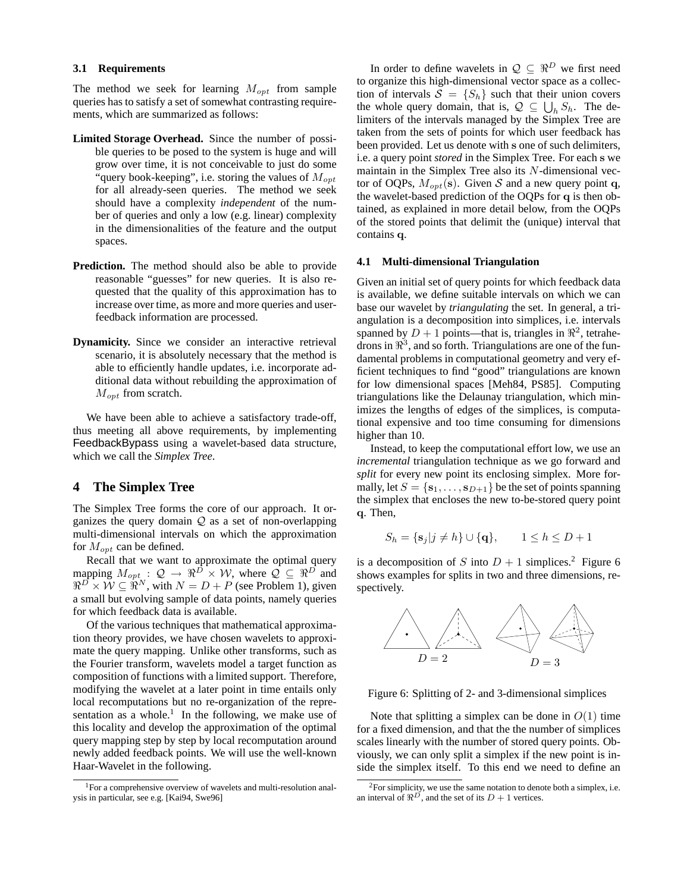### 3.1 Requirements

The method we seek for learning $M_{opt}$ from sample queries has to satisfy a set of somewhat contrasting requirements, which are summarized as follows:

**Limited Storage Overhead.** Since the number of possible queries to be posed to the system is huge and will grow over time, it is not conceivable to just do some "query book-keeping", i.e. storing the values of $M_{opt}$ for all already-seen queries. The method we seek should have a complexity *independent* of the number of queries and only a low (e.g. linear) complexity in the dimensionalities of the feature and the output spaces.

**Prediction.** The method should also be able to provide reasonable "guesses" for new queries. It is also requested that the quality of this approximation has to increase over time, as more and more queries and user-feedback information are processed.

**Dynamicity.** Since we consider an interactive retrieval scenario, it is absolutely necessary that the method is able to efficiently handle updates, i.e. incorporate additional data without rebuilding the approximation of $M_{opt}$ from scratch.

We have been able to achieve a satisfactory trade-off, thus meeting all above requirements, by implementing FeedbackBypass using a wavelet-based data structure, which we call the *Simplex Tree*.

## 4 The Simplex Tree

The Simplex Tree forms the core of our approach. It organizes the query domain $\mathcal{Q}$ as a set of non-overlapping multi-dimensional intervals on which the approximation for $M_{opt}$ can be defined.

Recall that we want to approximate the optimal query mapping $M_{opt} : \mathcal{Q} \rightarrow \Re^D \times \mathcal{W}$, where $\mathcal{Q} \subseteq \Re^D$ and $\Re^D \times \mathcal{W} \subseteq \Re^N$, with $N = D + P$ (see Problem 1), given a small but evolving sample of data points, namely queries for which feedback data is available.

Of the various techniques that mathematical approximation theory provides, we have chosen wavelets to approximate the query mapping. Unlike other transforms, such as the Fourier transform, wavelets model a target function as composition of functions with a limited support. Therefore, modifying the wavelet at a later point in time entails only local recomputations but no re-organization of the representation as a whole.[1] In the following, we make use of this locality and develop the approximation of the optimal query mapping step by step by local recomputation around newly added feedback points. We will use the well-known Haar-Wavelet in the following.

[1]For a comprehensive overview of wavelets and multi-resolution analysis in particular, see e.g. [Kai94, Swe96]

In order to define wavelets in $\mathcal{Q} \subseteq \Re^D$ we first need to organize this high-dimensional vector space as a collection of intervals $\mathcal{S} = \{S_h\}$ such that their union covers the whole query domain, that is, $\mathcal{Q} \subseteq \bigcup_h S_h$. The delimiters of the intervals managed by the Simplex Tree are taken from the sets of points for which user feedback has been provided. Let us denote with $\mathbf{s}$ one of such delimiters, i.e. a query point *stored* in the Simplex Tree. For each $\mathbf{s}$ we maintain in the Simplex Tree also its $N$-dimensional vector of OQPs, $M_{opt}(\mathbf{s})$. Given $\mathcal{S}$ and a new query point $\mathbf{q}$, the wavelet-based prediction of the OQPs for $\mathbf{q}$ is then obtained, as explained in more detail below, from the OQPs of the stored points that delimit the (unique) interval that contains $\mathbf{q}$.

### 4.1 Multi-dimensional Triangulation

Given an initial set of query points for which feedback data is available, we define suitable intervals on which we can base our wavelet by *triangulating* the set. In general, a triangulation is a decomposition into simplices, i.e. intervals spanned by $D + 1$ points—that is, triangles in $\Re^2$, tetrahedrons in $\Re^3$, and so forth. Triangulations are one of the fundamental problems in computational geometry and very efficient techniques to find "good" triangulations are known for low dimensional spaces [Meh84, PS85]. Computing triangulations like the Delaunay triangulation, which minimizes the lengths of edges of the simplices, is computational expensive and too time consuming for dimensions higher than 10.

Instead, to keep the computational effort low, we use an *incremental* triangulation technique as we go forward and *split* for every new point its enclosing simplex. More formally, let $S = \{\mathbf{s}_1, \ldots, \mathbf{s}_{D+1}\}$ be the set of points spanning the simplex that encloses the new to-be-stored query point $\mathbf{q}$. Then,

$$S_h = \{\mathbf{s}_j | j \neq h\} \cup \{\mathbf{q}\}, \qquad 1 \leq h \leq D + 1$$

is a decomposition of $S$ into $D + 1$ simplices.[2] Figure 6 shows examples for splits in two and three dimensions, respectively.

$D = 2$ $D = 3$

Figure 6: Splitting of 2- and 3-dimensional simplices

Note that splitting a simplex can be done in $O(1)$ time for a fixed dimension, and that the the number of simplices scales linearly with the number of stored query points. Obviously, we can only split a simplex if the new point is inside the simplex itself. To this end we need to define an

[2]For simplicity, we use the same notation to denote both a simplex, i.e. an interval of $\Re^D$, and the set of its $D + 1$ vertices.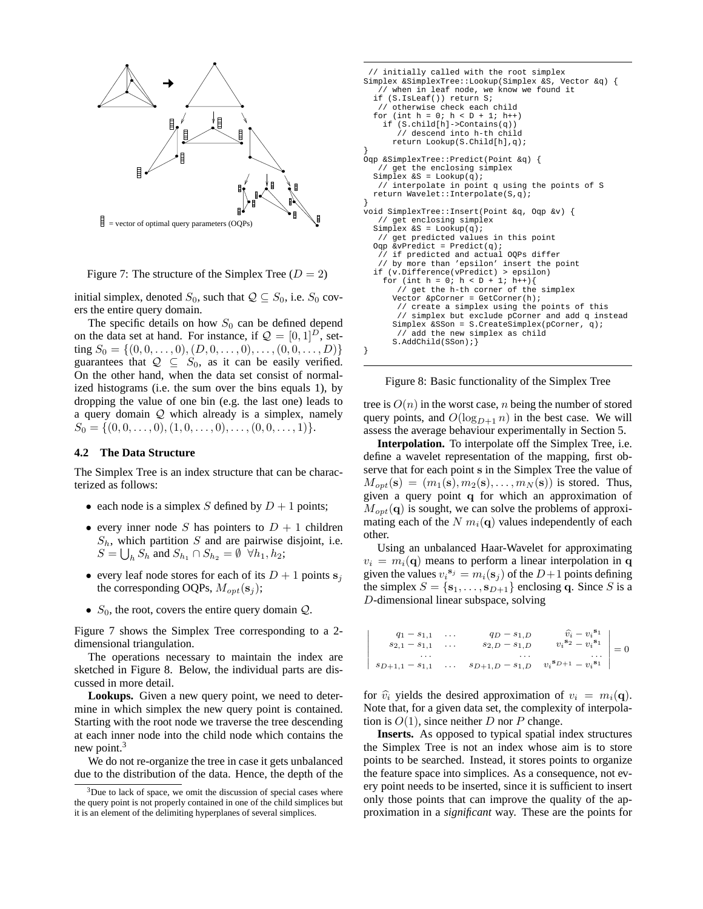Figure 7: The structure of the Simplex Tree ($D = 2$)

initial simplex, denoted $S_0$, such that $\mathcal{Q} \subseteq S_0$, i.e. $S_0$ covers the entire query domain.

The specific details on how $S_0$ can be defined depend on the data set at hand. For instance, if $\mathcal{Q} = [0, 1]^D$, setting $S_0 = \{(0, 0, \ldots, 0), (D, 0, \ldots, 0), \ldots, (0, 0, \ldots, D)\}$ guarantees that $\mathcal{Q} \subseteq S_0$, as it can be easily verified. On the other hand, when the data set consist of normalized histograms (i.e. the sum over the bins equals 1), by dropping the value of one bin (e.g. the last one) leads to a query domain $\mathcal{Q}$ which already is a simplex, namely $S_0 = \{(0, 0, \ldots, 0), (1, 0, \ldots, 0), \ldots, (0, 0, \ldots, 1)\}$.

### 4.2 The Data Structure

The Simplex Tree is an index structure that can be characterized as follows:

- each node is a simplex $S$ defined by $D + 1$ points;
- every inner node $S$ has pointers to $D + 1$ children $S_h$, which partition $S$ and are pairwise disjoint, i.e. $S = \bigcup_h S_h$ and $S_{h_1} \cap S_{h_2} = \emptyset \ \forall h_1, h_2$;
- every leaf node stores for each of its $D + 1$ points $\mathbf{s}_j$ the corresponding OQPs, $M_{opt}(\mathbf{s}_j)$;
- $S_0$, the root, covers the entire query domain $\mathcal{Q}$.

Figure 7 shows the Simplex Tree corresponding to a 2-dimensional triangulation.

The operations necessary to maintain the index are sketched in Figure 8. Below, the individual parts are discussed in more detail.

**Lookups.** Given a new query point, we need to determine in which simplex the new query point is contained. Starting with the root node we traverse the tree descending at each inner node into the child node which contains the new point.[3]

We do not re-organize the tree in case it gets unbalanced due to the distribution of the data. Hence, the depth of the tree is $O(n)$ in the worst case, $n$ being the number of stored query points, and $O(\log_{D+1} n)$ in the best case. We will assess the average behaviour experimentally in Section 5.

```
 // initially called with the root simplex
Simplex &SimplexTree::Lookup(Simplex &S, Vector &q) {
   // when in leaf node, we know we found it
  if (S.IsLeaf()) return S;
   // otherwise check each child
  for (int h = 0; h < D + 1; h++)
    if (S.child[h]->Contains(q))
       // descend into h-th child
      return Lookup(S.Child[h],q);
}
Oqp &SimplexTree::Predict(Point &q) {
   // get the enclosing simplex
  Simplex &S = Lookup(q);
   // interpolate in point q using the points of S
  return Wavelet::Interpolate(S,q);
}
void SimplexTree::Insert(Point &q, Oqp &v) {
   // get enclosing simplex
  Simplex &S = Lookup(q);
   // get predicted values in this point
  Oqp &vPredict = Predict(q);
   // if predicted and actual OQPs differ
   // by more than 'epsilon' insert the point
  if (v.Difference(vPredict) > epsilon)
    for (int h = 0; h < D + 1; h++){
       // get the h-th corner of the simplex
      Vector &pCorner = GetCorner(h);
       // create a simplex using the points of this
       // simplex but exclude pCorner and add q instead
      Simplex &SSon = S.CreateSimplex(pCorner, q);
       // add the new simplex as child
      S.AddChild(SSon);}
}
```

Figure 8: Basic functionality of the Simplex Tree

**Interpolation.** To interpolate off the Simplex Tree, i.e. define a wavelet representation of the mapping, first observe that for each point $\mathbf{s}$ in the Simplex Tree the value of $M_{opt}(\mathbf{s}) = (m_1(\mathbf{s}), m_2(\mathbf{s}), \ldots, m_N(\mathbf{s}))$ is stored. Thus, given a query point $\mathbf{q}$ for which an approximation of $M_{opt}(\mathbf{q})$ is sought, we can solve the problems of approximating each of the $N$ $m_i(\mathbf{q})$ values independently of each other.

Using an unbalanced Haar-Wavelet for approximating $v_i = m_i(\mathbf{q})$ means to perform a linear interpolation in $\mathbf{q}$ given the values $v_i^{\mathbf{s}_j} = m_i(\mathbf{s}_j)$ of the $D+1$ points defining the simplex $S = \{\mathbf{s}_1, \ldots, \mathbf{s}_{D+1}\}$ enclosing $\mathbf{q}$. Since $S$ is a $D$-dimensional linear subspace, solving

$$\begin{vmatrix} q_1 - s_{1,1} & \ldots & q_D - s_{1,D} & \widehat{v}_i - v_i^{\mathbf{s}_1} \\ s_{2,1} - s_{1,1} & \ldots & s_{2,D} - s_{1,D} & v_i^{\mathbf{s}_2} - v_i^{\mathbf{s}_1} \\ \ldots & & \ldots & \ldots \\ s_{D+1,1} - s_{1,1} & \ldots & s_{D+1,D} - s_{1,D} & v_i^{\mathbf{s}_{D+1}} - v_i^{\mathbf{s}_1} \end{vmatrix} = 0$$

for $\widehat{v}_i$ yields the desired approximation of $v_i = m_i(\mathbf{q})$. Note that, for a given data set, the complexity of interpolation is $O(1)$, since neither $D$ nor $P$ change.

**Inserts.** As opposed to typical spatial index structures the Simplex Tree is not an index whose aim is to store points to be searched. Instead, it stores points to organize the feature space into simplices. As a consequence, not every point needs to be inserted, since it is sufficient to insert only those points that can improve the quality of the approximation in a *significant* way. These are the points for

[3] Due to lack of space, we omit the discussion of special cases where the query point is not properly contained in one of the child simplices but it is an element of the delimiting hyperplanes of several simplices.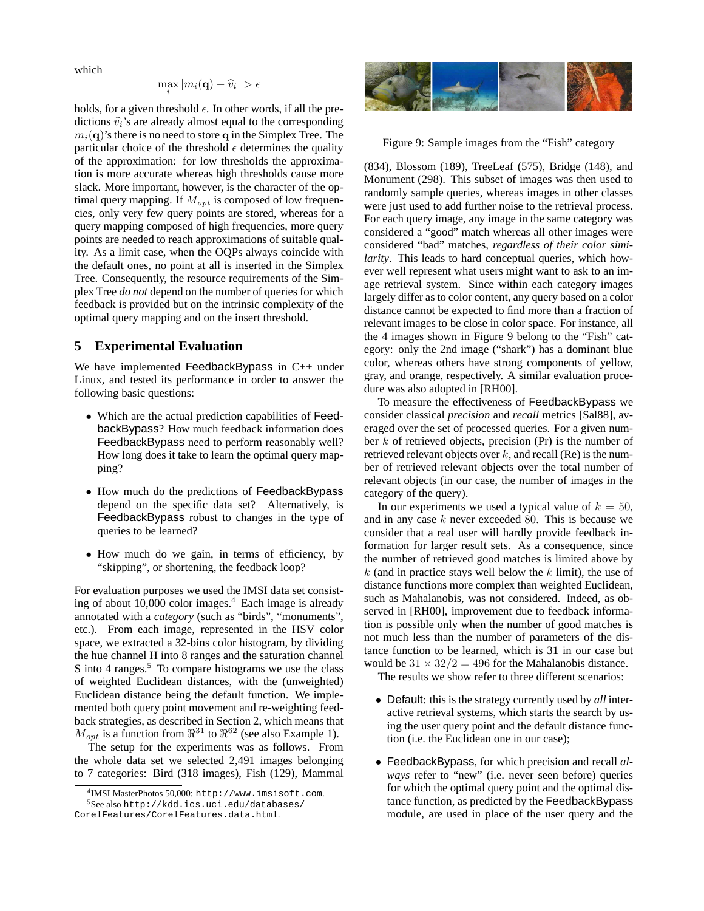which

$$\max_i |m_i(\mathbf{q}) - \widehat{v}_i| > \epsilon$$

holds, for a given threshold $\epsilon$. In other words, if all the predictions $\widehat{v}_i$'s are already almost equal to the corresponding $m_i(\mathbf{q})$'s there is no need to store $\mathbf{q}$ in the Simplex Tree. The particular choice of the threshold $\epsilon$ determines the quality of the approximation: for low thresholds the approximation is more accurate whereas high thresholds cause more slack. More important, however, is the character of the optimal query mapping. If $M_{opt}$ is composed of low frequencies, only very few query points are stored, whereas for a query mapping composed of high frequencies, more query points are needed to reach approximations of suitable quality. As a limit case, when the OQPs always coincide with the default ones, no point at all is inserted in the Simplex Tree. Consequently, the resource requirements of the Simplex Tree *do not* depend on the number of queries for which feedback is provided but on the intrinsic complexity of the optimal query mapping and on the insert threshold.

## 5 Experimental Evaluation

We have implemented FeedbackBypass in C++ under Linux, and tested its performance in order to answer the following basic questions:

- Which are the actual prediction capabilities of FeedbackBypass? How much feedback information does FeedbackBypass need to perform reasonably well? How long does it take to learn the optimal query mapping?
- How much do the predictions of FeedbackBypass depend on the specific data set? Alternatively, is FeedbackBypass robust to changes in the type of queries to be learned?
- How much do we gain, in terms of efficiency, by "skipping", or shortening, the feedback loop?

For evaluation purposes we used the IMSI data set consisting of about 10,000 color images.[4] Each image is already annotated with a *category* (such as "birds", "monuments", etc.). From each image, represented in the HSV color space, we extracted a 32-bins color histogram, by dividing the hue channel H into 8 ranges and the saturation channel S into 4 ranges.[5] To compare histograms we use the class of weighted Euclidean distances, with the (unweighted) Euclidean distance being the default function. We implemented both query point movement and re-weighting feedback strategies, as described in Section 2, which means that $M_{opt}$ is a function from $\Re^{31}$ to $\Re^{62}$ (see also Example 1).

The setup for the experiments was as follows. From the whole data set we selected 2,491 images belonging to 7 categories: Bird (318 images), Fish (129), Mammal (834), Blossom (189), TreeLeaf (575), Bridge (148), and Monument (298). This subset of images was then used to randomly sample queries, whereas images in other classes were just used to add further noise to the retrieval process. For each query image, any image in the same category was considered a "good" match whereas all other images were considered "bad" matches, *regardless of their color similarity*. This leads to hard conceptual queries, which however well represent what users might want to ask to an image retrieval system. Since within each category images largely differ as to color content, any query based on a color distance cannot be expected to find more than a fraction of relevant images to be close in color space. For instance, all the 4 images shown in Figure 9 belong to the "Fish" category: only the 2nd image ("shark") has a dominant blue color, whereas others have strong components of yellow, gray, and orange, respectively. A similar evaluation procedure was also adopted in [RH00].

Figure 9: Sample images from the "Fish" category

To measure the effectiveness of FeedbackBypass we consider classical *precision* and *recall* metrics [Sal88], averaged over the set of processed queries. For a given number $k$ of retrieved objects, precision (Pr) is the number of retrieved relevant objects over $k$, and recall (Re) is the number of retrieved relevant objects over the total number of relevant objects (in our case, the number of images in the category of the query).

In our experiments we used a typical value of $k = 50$, and in any case $k$ never exceeded $80$. This is because we consider that a real user will hardly provide feedback information for larger result sets. As a consequence, since the number of retrieved good matches is limited above by $k$ (and in practice stays well below the $k$ limit), the use of distance functions more complex than weighted Euclidean, such as Mahalanobis, was not considered. Indeed, as observed in [RH00], improvement due to feedback information is possible only when the number of good matches is not much less than the number of parameters of the distance function to be learned, which is 31 in our case but would be $31 \times 32/2 = 496$ for the Mahalanobis distance.

The results we show refer to three different scenarios:

- Default: this is the strategy currently used by *all* interactive retrieval systems, which starts the search by using the user query point and the default distance function (i.e. the Euclidean one in our case);
- FeedbackBypass, for which precision and recall *always* refer to "new" (i.e. never seen before) queries for which the optimal query point and the optimal distance function, as predicted by the FeedbackBypass module, are used in place of the user query and the

[4] IMSI MasterPhotos 50,000: http://www.imsisoft.com.

[5] See also http://kdd.ics.uci.edu/databases/CorelFeatures/CorelFeatures.data.html.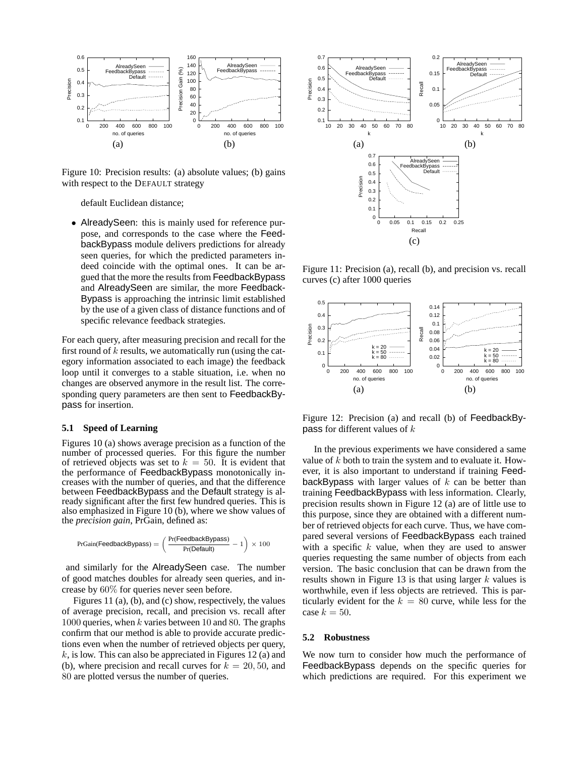Figure 10: Precision results: (a) absolute values; (b) gains with respect to the DEFAULT strategy

default Euclidean distance;

- AlreadySeen: this is mainly used for reference purpose, and corresponds to the case where the FeedbackBypass module delivers predictions for already seen queries, for which the predicted parameters indeed coincide with the optimal ones. It can be argued that the more the results from FeedbackBypass and AlreadySeen are similar, the more FeedbackBypass is approaching the intrinsic limit established by the use of a given class of distance functions and of specific relevance feedback strategies.

For each query, after measuring precision and recall for the first round of $k$ results, we automatically run (using the category information associated to each image) the feedback loop until it converges to a stable situation, i.e. when no changes are observed anymore in the result list. The corresponding query parameters are then sent to FeedbackBypass for insertion.

### 5.1 Speed of Learning

Figures 10 (a) shows average precision as a function of the number of processed queries. For this figure the number of retrieved objects was set to $k = 50$. It is evident that the performance of FeedbackBypass monotonically increases with the number of queries, and that the difference between FeedbackBypass and the Default strategy is already significant after the first few hundred queries. This is also emphasized in Figure 10 (b), where we show values of the *precision gain*, PrGain, defined as:

$$\text{PrGain(FeedbackBypass)} = \left( \frac{\text{Pr(FeedbackBypass)}}{\text{Pr(Default)}} - 1 \right) \times 100$$

and similarly for the AlreadySeen case. The number of good matches doubles for already seen queries, and increase by $60\%$ for queries never seen before.

Figures 11 (a), (b), and (c) show, respectively, the values of average precision, recall, and precision vs. recall after $1000$ queries, when $k$ varies between $10$ and $80$. The graphs confirm that our method is able to provide accurate predictions even when the number of retrieved objects per query, $k$, is low. This can also be appreciated in Figures 12 (a) and (b), where precision and recall curves for $k = 20, 50$, and $80$ are plotted versus the number of queries.

Figure 11: Precision (a), recall (b), and precision vs. recall curves (c) after 1000 queries

Figure 12: Precision (a) and recall (b) of FeedbackBypass for different values of $k$

In the previous experiments we have considered a same value of $k$ both to train the system and to evaluate it. However, it is also important to understand if training FeedbackBypass with larger values of $k$ can be better than training FeedbackBypass with less information. Clearly, precision results shown in Figure 12 (a) are of little use to this purpose, since they are obtained with a different number of retrieved objects for each curve. Thus, we have compared several versions of FeedbackBypass each trained with a specific $k$ value, when they are used to answer queries requesting the same number of objects from each version. The basic conclusion that can be drawn from the results shown in Figure 13 is that using larger $k$ values is worthwhile, even if less objects are retrieved. This is particularly evident for the $k = 80$ curve, while less for the case $k = 50$.

### 5.2 Robustness

We now turn to consider how much the performance of FeedbackBypass depends on the specific queries for which predictions are required. For this experiment we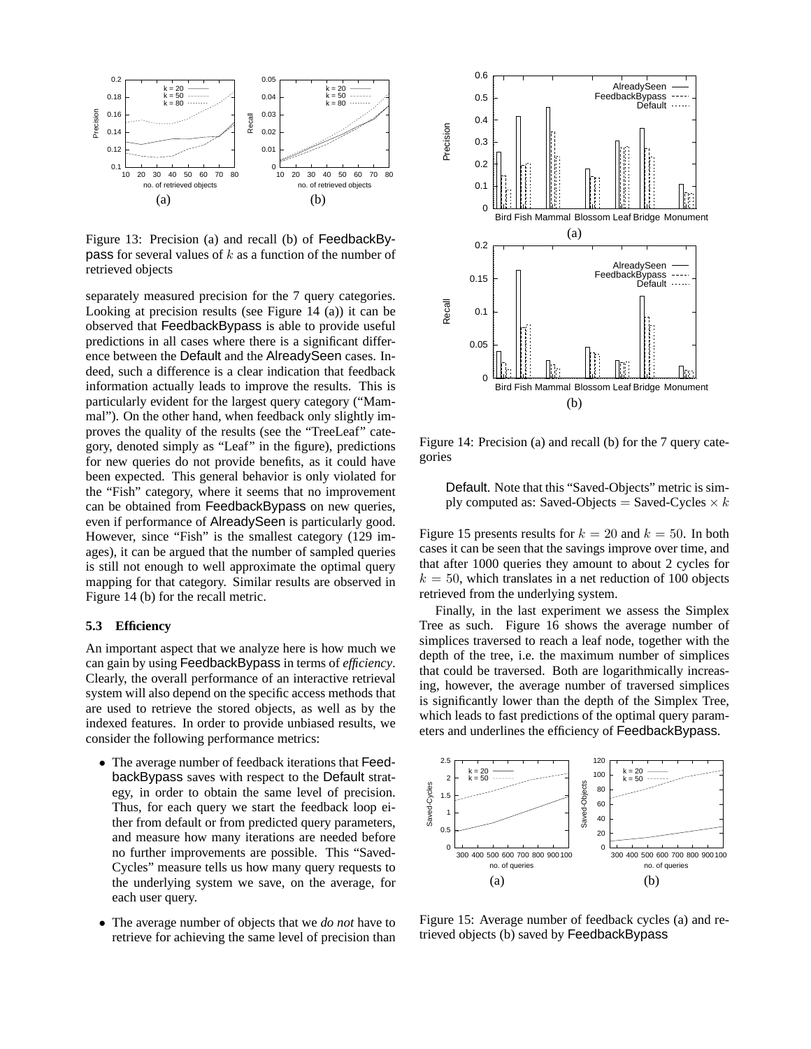Figure 13: Precision (a) and recall (b) of FeedbackBypass for several values of $k$ as a function of the number of retrieved objects

separately measured precision for the 7 query categories. Looking at precision results (see Figure 14 (a)) it can be observed that FeedbackBypass is able to provide useful predictions in all cases where there is a significant difference between the Default and the AlreadySeen cases. Indeed, such a difference is a clear indication that feedback information actually leads to improve the results. This is particularly evident for the largest query category ("Mammal"). On the other hand, when feedback only slightly improves the quality of the results (see the "TreeLeaf" category, denoted simply as "Leaf" in the figure), predictions for new queries do not provide benefits, as it could have been expected. This general behavior is only violated for the "Fish" category, where it seems that no improvement can be obtained from FeedbackBypass on new queries, even if performance of AlreadySeen is particularly good. However, since "Fish" is the smallest category (129 images), it can be argued that the number of sampled queries is still not enough to well approximate the optimal query mapping for that category. Similar results are observed in Figure 14 (b) for the recall metric.

### 5.3 Efficiency

An important aspect that we analyze here is how much we can gain by using FeedbackBypass in terms of *efficiency*. Clearly, the overall performance of an interactive retrieval system will also depend on the specific access methods that are used to retrieve the stored objects, as well as by the indexed features. In order to provide unbiased results, we consider the following performance metrics:

- The average number of feedback iterations that FeedbackBypass saves with respect to the Default strategy, in order to obtain the same level of precision. Thus, for each query we start the feedback loop either from default or from predicted query parameters, and measure how many iterations are needed before no further improvements are possible. This "Saved-Cycles" measure tells us how many query requests to the underlying system we save, on the average, for each user query.
- The average number of objects that we *do not* have to retrieve for achieving the same level of precision than Default. Note that this "Saved-Objects" metric is simply computed as: Saved-Objects $=$ Saved-Cycles $\times\, k$

Figure 14: Precision (a) and recall (b) for the 7 query categories

Figure 15 presents results for $k = 20$ and $k = 50$. In both cases it can be seen that the savings improve over time, and that after 1000 queries they amount to about 2 cycles for $k = 50$, which translates in a net reduction of 100 objects retrieved from the underlying system.

Finally, in the last experiment we assess the Simplex Tree as such. Figure 16 shows the average number of simplices traversed to reach a leaf node, together with the depth of the tree, i.e. the maximum number of simplices that could be traversed. Both are logarithmically increasing, however, the average number of traversed simplices is significantly lower than the depth of the Simplex Tree, which leads to fast predictions of the optimal query parameters and underlines the efficiency of FeedbackBypass.

Figure 15: Average number of feedback cycles (a) and retrieved objects (b) saved by FeedbackBypass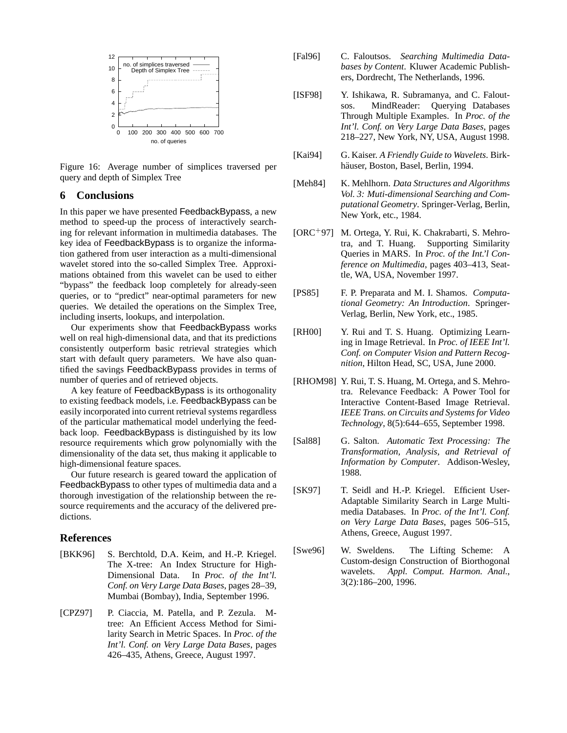12
10
8
6
4
2
0

no. of simplices traversed
Depth of Simplex Tree

0 100 200 300 400 500 600 700

no. of queries

Figure 16: Average number of simplices traversed per query and depth of Simplex Tree

## 6 Conclusions

In this paper we have presented FeedbackBypass, a new method to speed-up the process of interactively searching for relevant information in multimedia databases. The key idea of FeedbackBypass is to organize the information gathered from user interaction as a multi-dimensional wavelet stored into the so-called Simplex Tree. Approximations obtained from this wavelet can be used to either "bypass" the feedback loop completely for already-seen queries, or to "predict" near-optimal parameters for new queries. We detailed the operations on the Simplex Tree, including inserts, lookups, and interpolation.

Our experiments show that FeedbackBypass works well on real high-dimensional data, and that its predictions consistently outperform basic retrieval strategies which start with default query parameters. We have also quantified the savings FeedbackBypass provides in terms of number of queries and of retrieved objects.

A key feature of FeedbackBypass is its orthogonality to existing feedback models, i.e. FeedbackBypass can be easily incorporated into current retrieval systems regardless of the particular mathematical model underlying the feedback loop. FeedbackBypass is distinguished by its low resource requirements which grow polynomially with the dimensionality of the data set, thus making it applicable to high-dimensional feature spaces.

Our future research is geared toward the application of FeedbackBypass to other types of multimedia data and a thorough investigation of the relationship between the resource requirements and the accuracy of the delivered predictions.

## References

[BKK96] S. Berchtold, D.A. Keim, and H.-P. Kriegel. The X-tree: An Index Structure for High-Dimensional Data. In *Proc. of the Int'l. Conf. on Very Large Data Bases*, pages 28–39, Mumbai (Bombay), India, September 1996.

[CPZ97] P. Ciaccia, M. Patella, and P. Zezula. M-tree: An Efficient Access Method for Similarity Search in Metric Spaces. In *Proc. of the Int'l. Conf. on Very Large Data Bases*, pages 426–435, Athens, Greece, August 1997.

[Fal96] C. Faloutsos. *Searching Multimedia Databases by Content*. Kluwer Academic Publishers, Dordrecht, The Netherlands, 1996.

[ISF98] Y. Ishikawa, R. Subramanya, and C. Faloutsos. MindReader: Querying Databases Through Multiple Examples. In *Proc. of the Int'l. Conf. on Very Large Data Bases*, pages 218–227, New York, NY, USA, August 1998.

[Kai94] G. Kaiser. *A Friendly Guide to Wavelets*. Birkhäuser, Boston, Basel, Berlin, 1994.

[Meh84] K. Mehlhorn. *Data Structures and Algorithms Vol. 3: Muti-dimensional Searching and Computational Geometry*. Springer-Verlag, Berlin, New York, etc., 1984.

[ORC+97] M. Ortega, Y. Rui, K. Chakrabarti, S. Mehrotra, and T. Huang. Supporting Similarity Queries in MARS. In *Proc. of the Int.'l Conference on Multimedia*, pages 403–413, Seattle, WA, USA, November 1997.

[PS85] F. P. Preparata and M. I. Shamos. *Computational Geometry: An Introduction*. Springer-Verlag, Berlin, New York, etc., 1985.

[RH00] Y. Rui and T. S. Huang. Optimizing Learning in Image Retrieval. In *Proc. of IEEE Int'l. Conf. on Computer Vision and Pattern Recognition*, Hilton Head, SC, USA, June 2000.

[RHOM98] Y. Rui, T. S. Huang, M. Ortega, and S. Mehrotra. Relevance Feedback: A Power Tool for Interactive Content-Based Image Retrieval. *IEEE Trans. on Circuits and Systems for Video Technology*, 8(5):644–655, September 1998.

[Sal88] G. Salton. *Automatic Text Processing: The Transformation, Analysis, and Retrieval of Information by Computer*. Addison-Wesley, 1988.

[SK97] T. Seidl and H.-P. Kriegel. Efficient User-Adaptable Similarity Search in Large Multimedia Databases. In *Proc. of the Int'l. Conf. on Very Large Data Bases*, pages 506–515, Athens, Greece, August 1997.

[Swe96] W. Sweldens. The Lifting Scheme: A Custom-design Construction of Biorthogonal wavelets. *Appl. Comput. Harmon. Anal.*, 3(2):186–200, 1996.